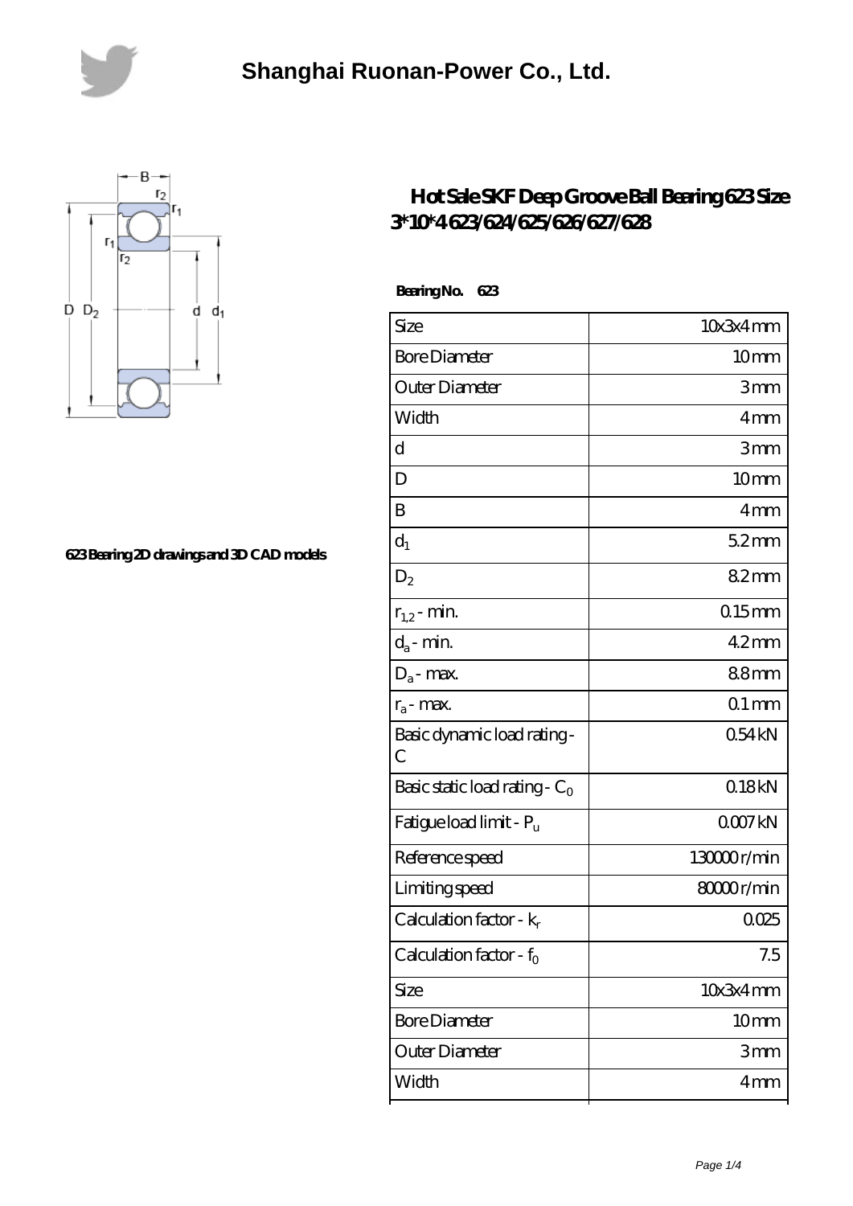# Shanghai Ruonan-Power Co., Ltd.

623 Bearing 2D drawings and 3D CAD models

## Hot Sale SKF Deep Groove Ball Bearing 623 Size 3*10*4 623/624/625/626/627/628

**Bearing No. 623**

| Size | 10x3x4 mm |
|---|---|
| Bore Diameter | 10 mm |
| Outer Diameter | 3 mm |
| Width | 4 mm |
| d | 3 mm |
| D | 10 mm |
| B | 4 mm |
| $d_1$ | 5.2 mm |
| $D_2$ | 8.2 mm |
| $r_{1,2}$ - min. | 0.15 mm |
| $d_a$ - min. | 4.2 mm |
| $D_a$ - max. | 8.8 mm |
| $r_a$ - max. | 0.1 mm |
| Basic dynamic load rating - C | 0.54 kN |
| Basic static load rating - $C_0$ | 0.18 kN |
| Fatigue load limit - $P_u$ | 0.007 kN |
| Reference speed | 130000 r/min |
| Limiting speed | 80000 r/min |
| Calculation factor - $k_r$ | 0.025 |
| Calculation factor - $f_0$ | 7.5 |
| Size | 10x3x4 mm |
| Bore Diameter | 10 mm |
| Outer Diameter | 3 mm |
| Width | 4 mm |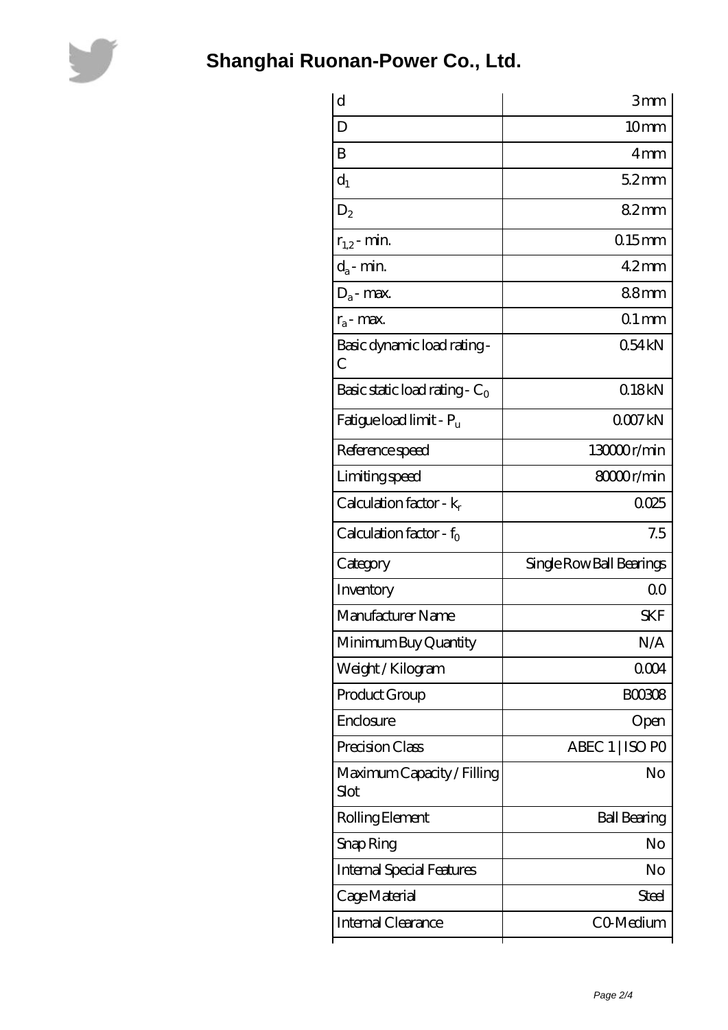# Shanghai Ruonan-Power Co., Ltd.

| | |
|---|---|
| d | 3 mm |
| D | 10 mm |
| B | 4 mm |
| $d_1$ | 5.2 mm |
| $D_2$ | 8.2 mm |
| $r_{1,2}$ - min. | 0.15 mm |
| $d_a$ - min. | 4.2 mm |
| $D_a$ - max. | 8.8 mm |
| $r_a$ - max. | 0.1 mm |
| Basic dynamic load rating - C | 0.54 kN |
| Basic static load rating - $C_0$ | 0.18 kN |
| Fatigue load limit - $P_u$ | 0.007 kN |
| Reference speed | 130000 r/min |
| Limiting speed | 80000 r/min |
| Calculation factor - $k_r$ | 0.025 |
| Calculation factor - $f_0$ | 7.5 |
| Category | Single Row Ball Bearings |
| Inventory | 0.0 |
| Manufacturer Name | SKF |
| Minimum Buy Quantity | N/A |
| Weight / Kilogram | 0.004 |
| Product Group | B00308 |
| Enclosure | Open |
| Precision Class | ABEC 1 \| ISO P0 |
| Maximum Capacity / Filling Slot | No |
| Rolling Element | Ball Bearing |
| Snap Ring | No |
| Internal Special Features | No |
| Cage Material | Steel |
| Internal Clearance | C0-Medium |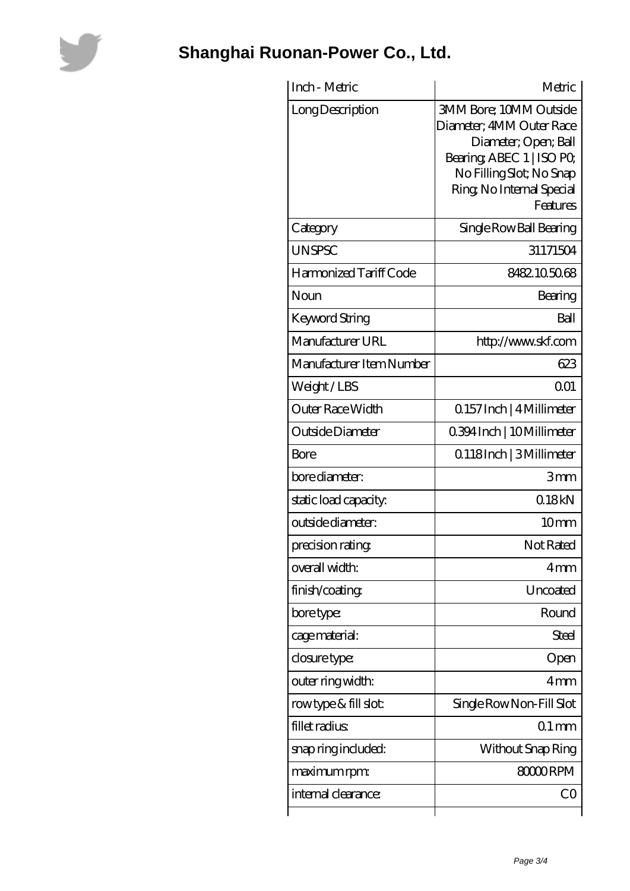# Shanghai Ruonan-Power Co., Ltd.

| Inch - Metric | Metric |
| --- | --- |
| Long Description | 3MM Bore; 10MM Outside Diameter; 4MM Outer Race Diameter; Open; Ball Bearing; ABEC 1 \| ISO P0; No Filling Slot; No Snap Ring; No Internal Special Features |
| Category | Single Row Ball Bearing |
| UNSPSC | 31171504 |
| Harmonized Tariff Code | 8482.10.50.68 |
| Noun | Bearing |
| Keyword String | Ball |
| Manufacturer URL | http://www.skf.com |
| Manufacturer Item Number | 623 |
| Weight / LBS | 0.01 |
| Outer Race Width | 0.157 Inch \| 4 Millimeter |
| Outside Diameter | 0.394 Inch \| 10 Millimeter |
| Bore | 0.118 Inch \| 3 Millimeter |
| bore diameter: | 3 mm |
| static load capacity: | 0.18 kN |
| outside diameter: | 10 mm |
| precision rating: | Not Rated |
| overall width: | 4 mm |
| finish/coating: | Uncoated |
| bore type: | Round |
| cage material: | Steel |
| closure type: | Open |
| outer ring width: | 4 mm |
| row type & fill slot: | Single Row Non-Fill Slot |
| fillet radius: | 0.1 mm |
| snap ring included: | Without Snap Ring |
| maximum rpm: | 80000 RPM |
| internal clearance: | C0 |
| | |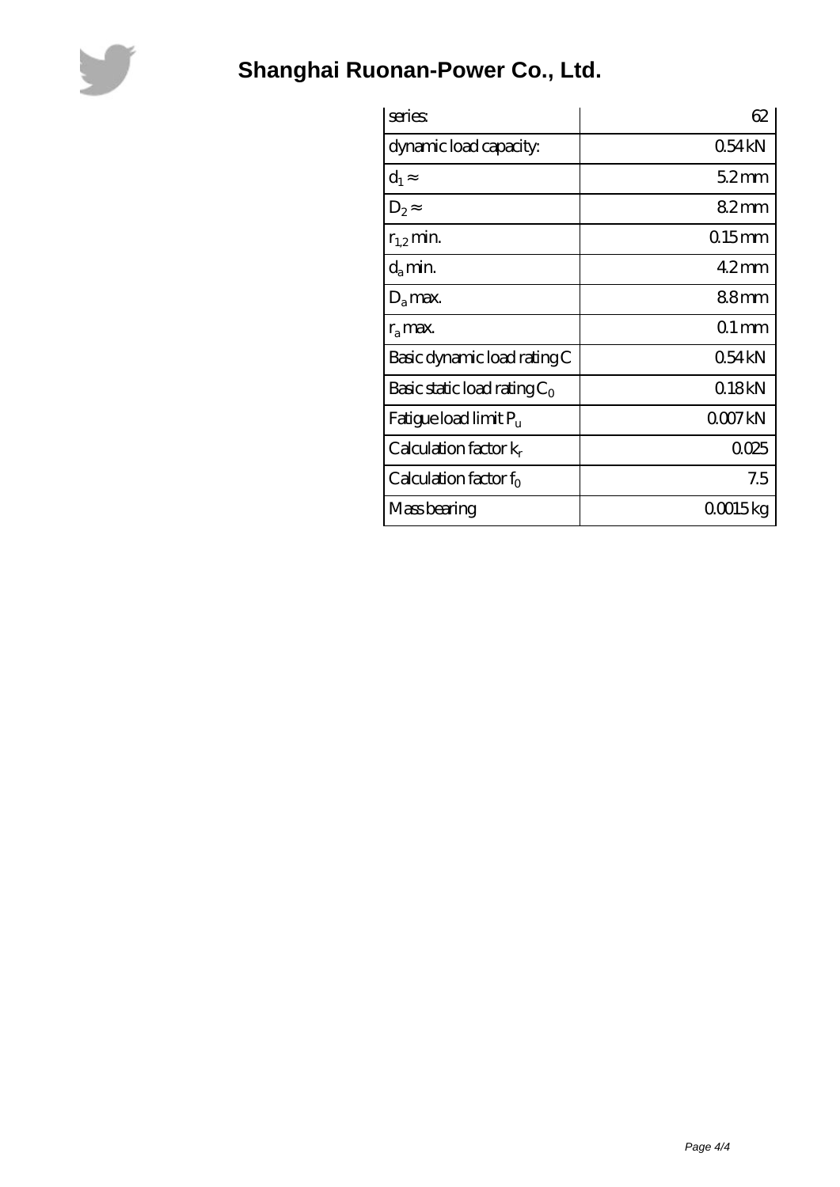| | |
|---|---|
| series: | 62 |
| dynamic load capacity: | 0.54 kN |
| $d_1$ ≈ | 5.2 mm |
| $D_2$ ≈ | 8.2 mm |
| $r_{1,2}$ min. | 0.15 mm |
| $d_a$ min. | 4.2 mm |
| $D_a$ max. | 8.8 mm |
| $r_a$ max. | 0.1 mm |
| Basic dynamic load rating C | 0.54 kN |
| Basic static load rating $C_0$ | 0.18 kN |
| Fatigue load limit $P_u$ | 0.007 kN |
| Calculation factor $k_r$ | 0.025 |
| Calculation factor $f_0$ | 7.5 |
| Mass bearing | 0.0015 kg |